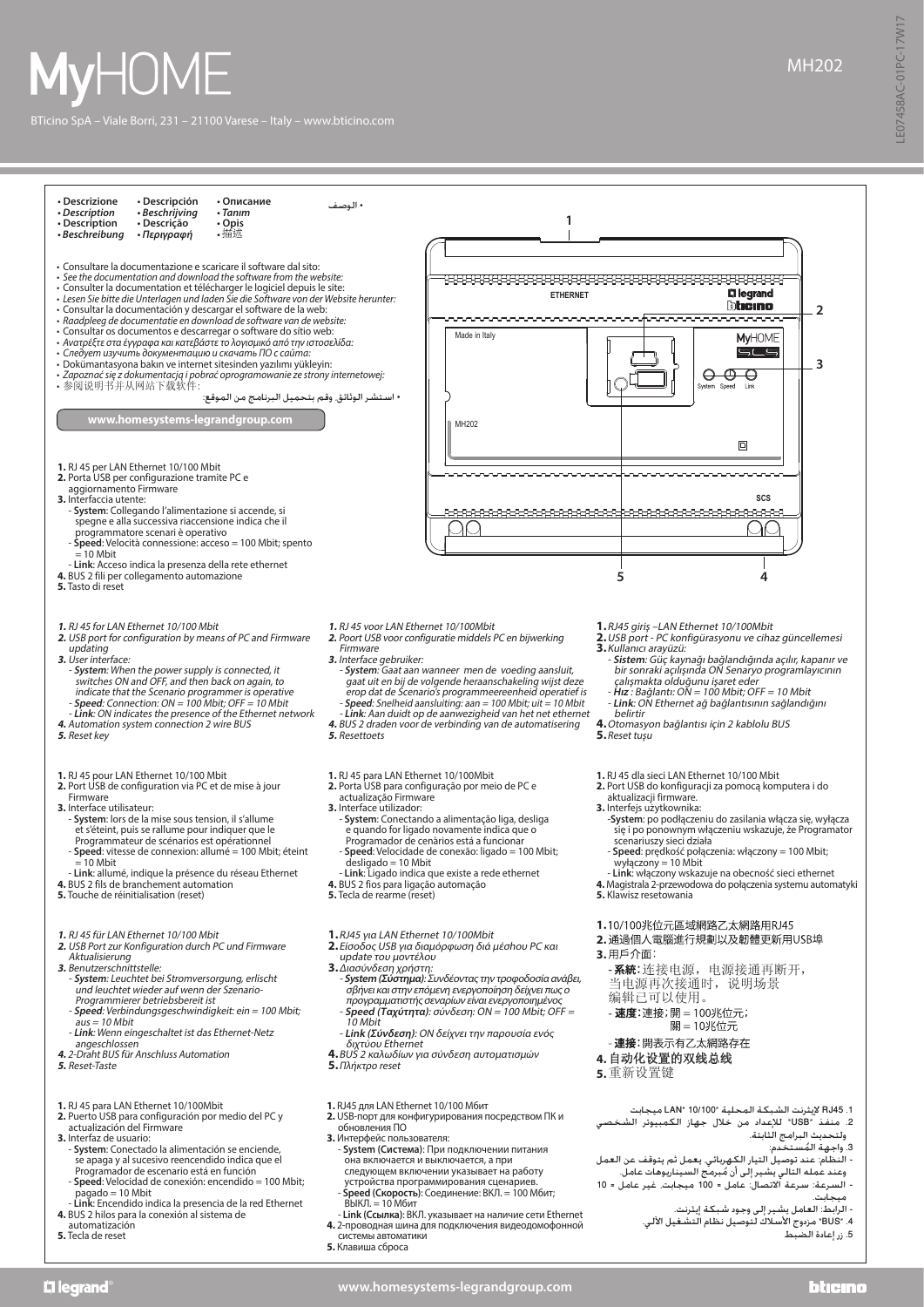# MyHOME

MH202

BTicino SpA – Viale Borri, 231 – 21100 Varese – Italy – www.bticino.com

- Descrizione
- *Description*
- Description
- *Beschreibung*
- Descripción
- *Beschrijving*
- Descrição
- *Περιγραφή*
- Описание
- *Tanım*
- Opis
- 描述
- الوصف

- Consultare la documentazione e scaricare il software dal sito:
- *See the documentation and download the software from the website:*
- Consulter la documentation et télécharger le logiciel depuis le site:
- *Lesen Sie bitte die Unterlagen und laden Sie die Software von der Website herunter:*
- Consultar la documentación y descargar el software de la web:
- *Raadpleeg de documentatie en download de software van de website:*
- Consultar os documentos e descarregar o software do sítio web:
- *Ανατρέξτε στα έγγραφα και κατεβάστε το λογισμικό από τον ιστοσελίδα:*
- *Следует изучить документацию и скачать ПО с сайта:*
- Dokümantasyona bakın ve internet sitesinden yazılımı yükleyin:
- *Zapoznać się z dokumentacją i pobrać oprogramowanie ze strony internetowej:*
- 参阅说明书并从网站下载软件:
- استشر الوثائق، وقم بتحميل البرنامج من الموقع:

**www.homesystems-legrandgroup.com**

ETHERNET · Made in Italy · MH202 · System · Speed · Link · SCS · 1 · 2 · 3 · 4 · 5

1. RJ 45 per LAN Ethernet 10/100 Mbit
2. Porta USB per configurazione tramite PC e aggiornamento Firmware
3. Interfaccia utente:
   - **System**: Collegando l'alimentazione si accende, si spegne e alla successiva riaccensione indica che il programmatore scenari è operativo
   - **Speed**: Velocità connessione: acceso = 100 Mbit; spento = 10 Mbit
   - **Link**: Acceso indica la presenza della rete ethernet
4. BUS 2 fili per collegamento automazione
5. Tasto di reset

*1. RJ 45 for LAN Ethernet 10/100 Mbit*
*2. USB port for configuration by means of PC and Firmware updating*
*3. User interface:*
- ***System**: When the power supply is connected, it switches ON and OFF, and then back on again, to indicate that the Scenario programmer is operative*
- ***Speed**: Connection: ON = 100 Mbit; OFF = 10 Mbit*
- ***Link**: ON indicates the presence of the Ethernet network*

*4. Automation system connection 2 wire BUS*
*5. Reset key*

1. RJ 45 pour LAN Ethernet 10/100 Mbit
2. Port USB de configuration via PC et de mise à jour Firmware
3. Interface utilisateur:
   - **System**: lors de la mise sous tension, il s'allume et s'éteint, puis se rallume pour indiquer que le Programmateur de scénarios est opérationnel
   - **Speed**: vitesse de connexion: allumé = 100 Mbit; éteint = 10 Mbit
   - **Link**: allumé, indique la présence du réseau Ethernet
4. BUS 2 fils de branchement automation
5. Touche de réinitialisation (reset)

*1. RJ 45 für LAN Ethernet 10/100 Mbit*
*2. USB Port zur Konfiguration durch PC und Firmware Aktualisierung*
*3. Benutzerschnittstelle:*
- ***System**: Leuchtet bei Stromversorgung, erlischt und leuchtet wieder auf wenn der Szenario-Programmierer betriebsbereit ist*
- ***Speed**: Verbindungsgeschwindigkeit: ein = 100 Mbit; aus = 10 Mbit*
- ***Link**: Wenn eingeschaltet ist das Ethernet-Netz angeschlossen*

*4. 2-Draht BUS für Anschluss Automation*
*5. Reset-Taste*

1. RJ 45 para LAN Ethernet 10/100Mbit
2. Puerto USB para configuración por medio del PC y actualización del Firmware
3. Interfaz de usuario:
   - **System**: Conectado la alimentación se enciende, se apaga y al sucesivo reencendido indica que el Programador de escenario está en función
   - **Speed**: Velocidad de conexión: encendido = 100 Mbit; pagado = 10 Mbit
   - **Link**: Encendido indica la presencia de la red Ethernet
4. BUS 2 hilos para la conexión al sistema de automatización
5. Tecla de reset

*1. RJ 45 voor LAN Ethernet 10/100Mbit*
*2. Poort USB voor configuratie middels PC en bijwerking Firmware*
*3. Interface gebruiker:*
- ***System**: Gaat aan wanneer men de voeding aansluit, gaat uit en bij de volgende heraanschakeling wijst deze erop dat de Scenario's programmeereenheid operatief is*
- ***Speed**: Snelheid aansluiting: aan = 100 Mbit; uit = 10 Mbit*
- ***Link**: Aan duidt op de aanwezigheid van het net ethernet*

*4. BUS 2 draden voor de verbinding van de automatisering*
*5. Resettoets*

1. RJ 45 para LAN Ethernet 10/100Mbit
2. Porta USB para configuração por meio de PC e actualização Firmware
3. Interface utilizador:
   - **System**: Conectando a alimentação liga, desliga e quando for ligado novamente indica que o Programador de cenários está a funcionar
   - **Speed**: Velocidade de conexão: ligado = 100 Mbit; desligado = 10 Mbit
   - **Link**: Ligado indica que existe a rede ethernet
4. BUS 2 fios para ligação automação
5. Tecla de rearme (reset)

*1. RJ45 για LAN Ethernet 10/100Mbit*
*2. Είσοδος USB για διαμόρφωση διά μέσου PC και update του μοντέλου*
*3. Διασύνδεση χρήστη:*
- ***System (Σύστημα)**: Συνδέοντας την τροφοδοσία ανάβει, σβήνει και στην επόμενη ενεργοποίηση δείχνει πως ο προγραμματιστής σεναρίων είναι ενεργοποιημένος*
- ***Speed (Ταχύτητα)**: σύνδεση: ON = 100 Mbit; OFF = 10 Mbit*
- ***Link (Σύνδεση)**: ON δείχνει την παρουσία ενός δικτύου Ethernet*

*4. BUS 2 καλωδίων για σύνδεση αυτοματισμών*
*5. Πλήκτρο reset*

1. RJ45 для LAN Ethernet 10/100 Мбит
2. USB-порт для конфигурирования посредством ПК и обновления ПО
3. Интерфейс пользователя:
   - **System (Система)**: При подключении питания она включается и выключается, а при следующем включении указывает на работу устройства программирования сценариев.
   - **Speed (Скорость)**: Соединение: ВКЛ. = 100 Мбит; ВЫКЛ. = 10 Мбит
   - **Link (Ссылка)**: ВКЛ. указывает на наличие сети Ethernet
4. 2-проводная шина для подключения видеодомофонной системы автоматики
5. Клавиша сброса

*1. RJ45 giriş –LAN Ethernet 10/100Mbit*
*2. USB port - PC konfigürasyonu ve cihaz güncellemesi*
*3. Kullanıcı arayüzü:*
- ***Sistem**: Güç kaynağı bağlandığında açılır, kapanır ve bir sonraki açılışında ON Senaryo programlayıcının çalışmakta olduğunu işaret eder*
- ***Hız** : Bağlantı: ON = 100 Mbit; OFF = 10 Mbit*
- ***Link**: ON Ethernet ağ bağlantısının sağlandığını belirtir*

*4. Otomasyon bağlantısı için 2 kablolu BUS*
*5. Reset tuşu*

1. RJ 45 dla sieci LAN Ethernet 10/100 Mbit
2. Port USB do konfiguracji za pomocą komputera i do aktualizacji firmware.
3. Interfejs użytkownika:
   - **System**: po podłączeniu do zasilania włącza się, wyłącza się i po ponownym włączeniu wskazuje, że Programator scenariuszy sieci działa
   - **Speed**: prędkość połączenia: włączony = 100 Mbit; wyłączony = 10 Mbit
   - **Link**: włączony wskazuje na obecność sieci ethernet
4. Magistrala 2-przewodowa do połączenia systemu automatyki
5. Klawisz resetowania

1. 10/100兆位元區域網路乙太網路用RJ45
2. 通過個人電腦進行規劃以及韌體更新用USB埠
3. 用戶介面：
   - **系統**：连接电源，电源接通再断开，当电源再次接通时，说明场景编辑已可以使用。
   - **速度**：連接；開 = 100兆位元；關 = 10兆位元
   - **連接**：開表示有乙太網路存在
4. 自动化设置的双线总线
5. 重新设置键

1. RJ45 لإيثرنت الشبكة المحلية "LAN" 10/100 ميجابت
2. منفذ "USB" للإعداد من خلال جهاز الكمبيوتر الشخصي ولتحديث البرامج الثابتة.
3. واجهة المُستخدم:
- النظام: عند توصيل التيار الكهربائي، يعمل ثم يتوقف عن العمل وعند عمله التالي يشير إلى أن مُبرمج السيناريوهات عامل.
- السرعة: سرعة الاتصال: عامل = 100 ميجابت، غير عامل = 10 ميجابت.
- الرابط: العامل يشير إلى وجود شبكة إيثرنت.
4. "BUS" مزدوج الأسلاك لتوصيل نظام التشغيل الآلي.
5. زر إعادة الضبط

www.homesystems-legrandgroup.com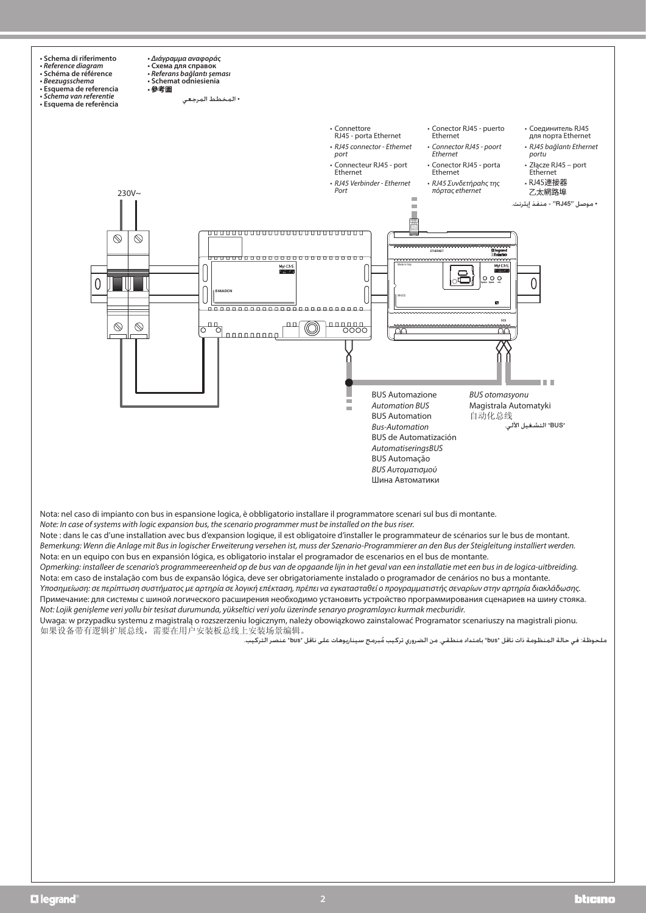- **Schema di riferimento**
- ***Reference diagram***
- **Schéma de référence**
- ***Beezugsschema***
- **Esquema de referencia**
- ***Schema van referentie***
- **Esquema de referência**
- ***Διάγραμμα αναφοράς***
- **Схема для справок**
- ***Referans bağlantı şeması***
- **Schemat odniesienia**
- **参考圖**
- **المخطط المرجعي**

230V~

- Connettore RJ45 - porta Ethernet
- *RJ45 connector - Ethernet port*
- Connecteur RJ45 - port Ethernet
- *RJ45 Verbinder - Ethernet Port*
- Conector RJ45 - puerto Ethernet
- *Connector RJ45 - poort Ethernet*
- Conector RJ45 - porta Ethernet
- *RJ45 Συνδετήρας της πόρτας ethernet*
- Соединитель RJ45 для порта Ethernet
- *RJ45 bağlantı Ethernet portu*
- Złącze RJ45 – port Ethernet
- RJ45連接器 乙太網路埠
- موصل "RJ45" - منفذ إيثرنت.

E46ADCN

MyHOME

ETHERNET

MH200

SCS

BUS Automazione
*Automation BUS*
BUS Automation
*Bus-Automation*
BUS de Automatización
*AutomatiseringsBUS*
BUS Automação
*BUS Αυτοματισμού*
Шина Автоматики
*BUS otomasyonu*
Magistrala Automatyki
自动化总线
"BUS" التشغيل الآلي.

Nota: nel caso di impianto con bus in espansione logica, è obbligatorio installare il programmatore scenari sul bus di montante.
*Note: In case of systems with logic expansion bus, the scenario programmer must be installed on the bus riser.*
Note : dans le cas d'une installation avec bus d'expansion logique, il est obligatoire d'installer le programmateur de scénarios sur le bus de montant.
*Bemerkung: Wenn die Anlage mit Bus in logischer Erweiterung versehen ist, muss der Szenario-Programmierer an den Bus der Steigleitung installiert werden.*
Nota: en un equipo con bus en expansión lógica, es obligatorio instalar el programador de escenarios en el bus de montante.
*Opmerking: installeer de scenario's programmeereenheid op de bus van de opgaande lijn in het geval van een installatie met een bus in de logica-uitbreiding.*
Nota: em caso de instalação com bus de expansão lógica, deve ser obrigatoriamente instalado o programador de cenários no bus a montante.
*Υποσημείωση: σε περίπτωση συστήματος με αρτηρία σε λογική επέκταση, πρέπει να εγκατασταθεί ο προγραμματιστής σεναρίων στην αρτηρία διακλάδωσης.*
Примечание: для системы с шиной логического расширения необходимо установить устройство программирования сценариев на шину стояка.
*Not: Lojik genişleme veri yollu bir tesisat durumunda, yükseltici veri yolu üzerinde senaryo programlayıcı kurmak mecburidir.*
Uwaga: w przypadku systemu z magistralą o rozszerzeniu logicznym, należy obowiązkowo zainstalować Programator scenariuszy na magistrali pionu.
如果设备带有逻辑扩展总线，需要在用户安装板总线上安装场景编辑。
ملحوظة: في حالة المنظومة ذات ناقل "bus" بامتداد منطقي، من الضروري تركيب مُبرمج سيناريوهات على ناقل "bus" عنصر التركيب.